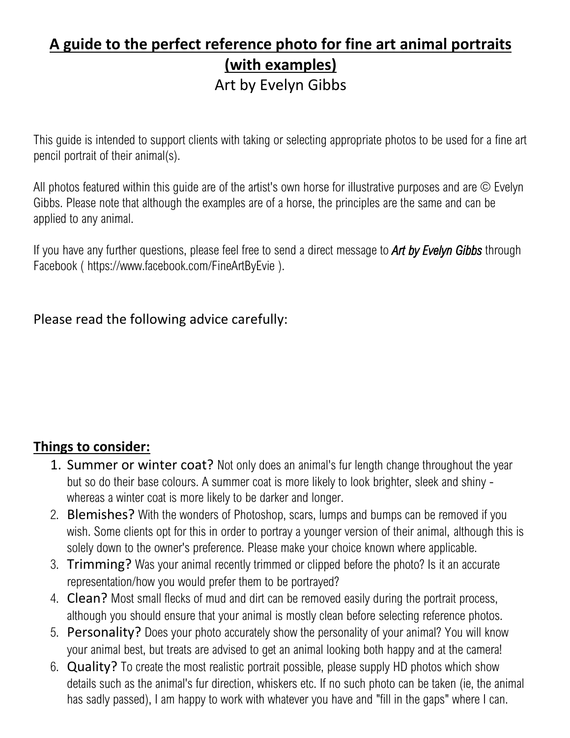# A guide to the perfect reference photo for fine art animal portraits (with examples)

Art by Evelyn Gibbs

This guide is intended to support clients with taking or selecting appropriate photos to be used for a fine art pencil portrait of their animal(s).

All photos featured within this guide are of the artist's own horse for illustrative purposes and are © Evelyn Gibbs. Please note that although the examples are of a horse, the principles are the same and can be applied to any animal.

If you have any further questions, please feel free to send a direct message to ***Art by Evelyn Gibbs*** through Facebook ( https://www.facebook.com/FineArtByEvie ).

Please read the following advice carefully:

## Things to consider:

1. Summer or winter coat? Not only does an animal's fur length change throughout the year but so do their base colours. A summer coat is more likely to look brighter, sleek and shiny - whereas a winter coat is more likely to be darker and longer.
2. Blemishes? With the wonders of Photoshop, scars, lumps and bumps can be removed if you wish. Some clients opt for this in order to portray a younger version of their animal, although this is solely down to the owner's preference. Please make your choice known where applicable.
3. Trimming? Was your animal recently trimmed or clipped before the photo? Is it an accurate representation/how you would prefer them to be portrayed?
4. Clean? Most small flecks of mud and dirt can be removed easily during the portrait process, although you should ensure that your animal is mostly clean before selecting reference photos.
5. Personality? Does your photo accurately show the personality of your animal? You will know your animal best, but treats are advised to get an animal looking both happy and at the camera!
6. Quality? To create the most realistic portrait possible, please supply HD photos which show details such as the animal's fur direction, whiskers etc. If no such photo can be taken (ie, the animal has sadly passed), I am happy to work with whatever you have and "fill in the gaps" where I can.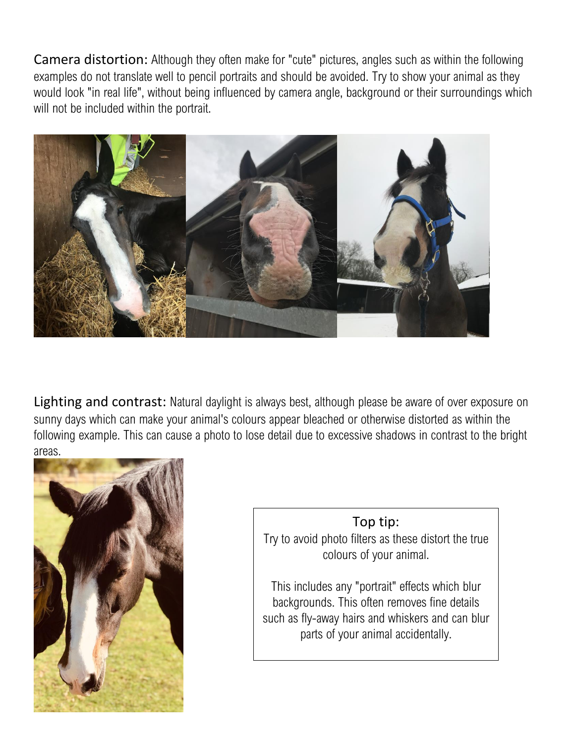**Camera distortion:** Although they often make for "cute" pictures, angles such as within the following examples do not translate well to pencil portraits and should be avoided. Try to show your animal as they would look "in real life", without being influenced by camera angle, background or their surroundings which will not be included within the portrait.

**Lighting and contrast:** Natural daylight is always best, although please be aware of over exposure on sunny days which can make your animal's colours appear bleached or otherwise distorted as within the following example. This can cause a photo to lose detail due to excessive shadows in contrast to the bright areas.

> **Top tip:**
>
> Try to avoid photo filters as these distort the true colours of your animal.
>
> This includes any "portrait" effects which blur backgrounds. This often removes fine details such as fly-away hairs and whiskers and can blur parts of your animal accidentally.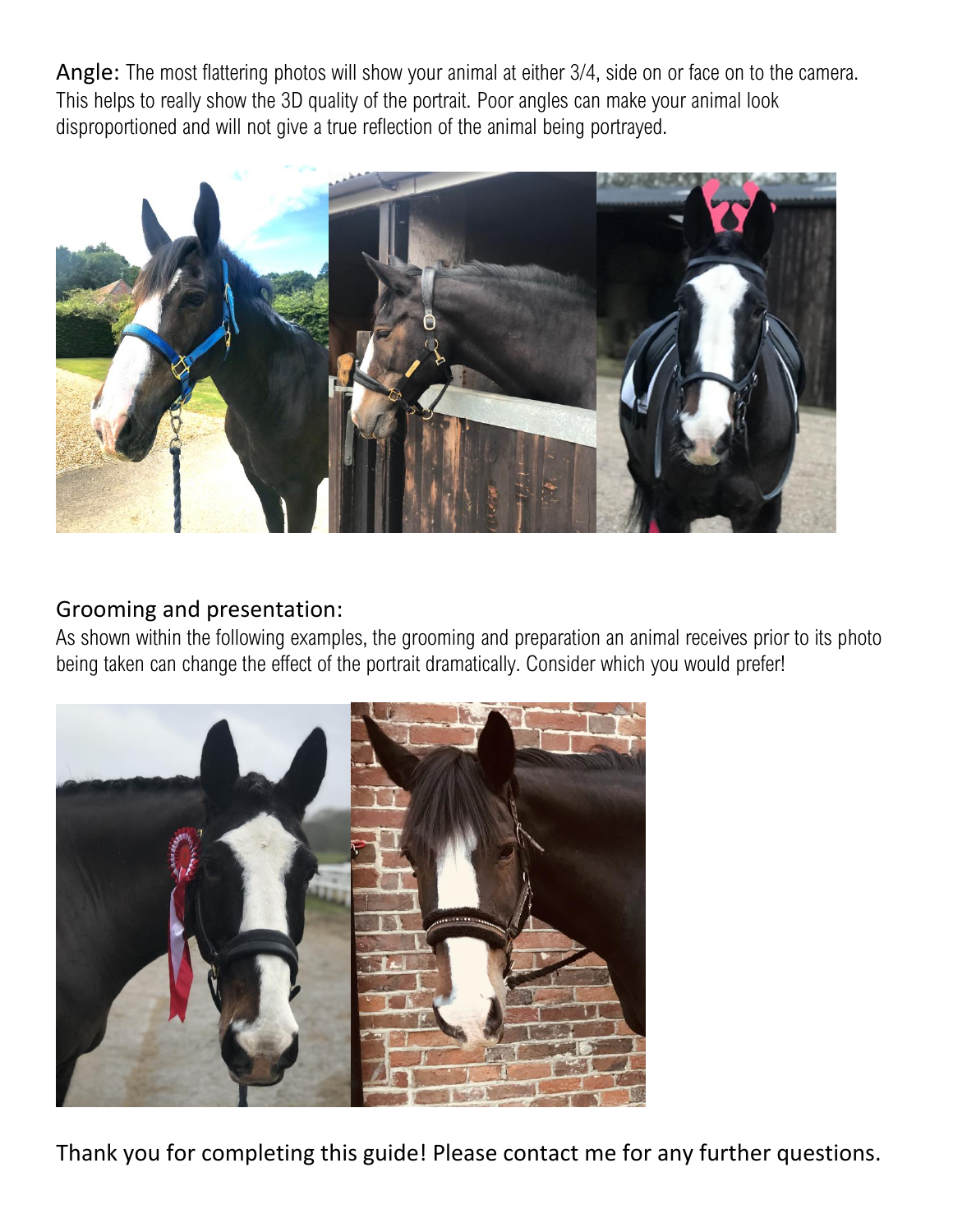**Angle:** The most flattering photos will show your animal at either 3/4, side on or face on to the camera. This helps to really show the 3D quality of the portrait. Poor angles can make your animal look disproportioned and will not give a true reflection of the animal being portrayed.

## Grooming and presentation:

As shown within the following examples, the grooming and preparation an animal receives prior to its photo being taken can change the effect of the portrait dramatically. Consider which you would prefer!

Thank you for completing this guide! Please contact me for any further questions.